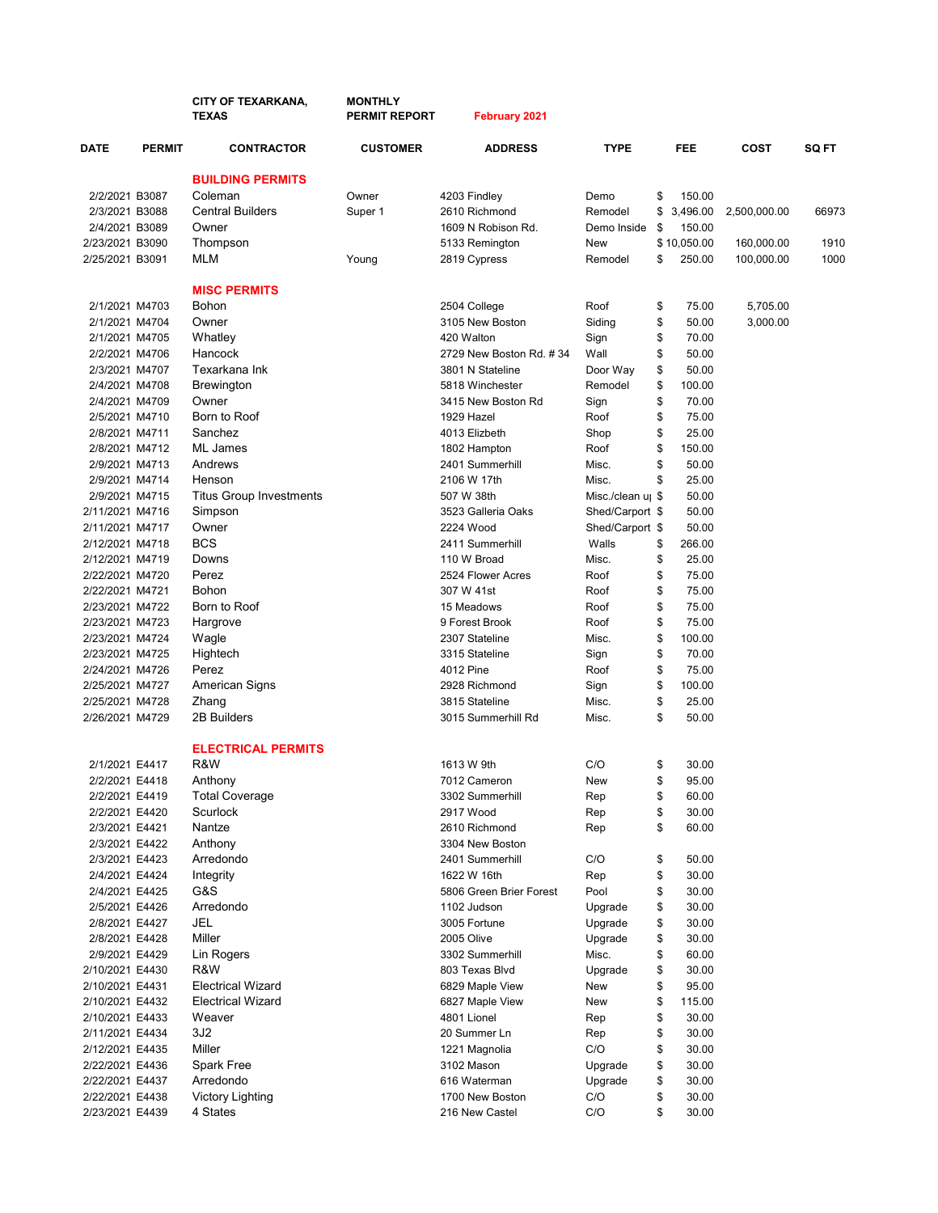# CITY OF TEXARKANA, TEXAS

**MONTHLY PERMIT REPORT** February 2021

| DATE | PERMIT | CONTRACTOR | CUSTOMER | ADDRESS | TYPE | FEE | COST | SQ FT |
|---|---|---|---|---|---|---|---|---|
| | | **BUILDING PERMITS** | | | | | | |
| 2/2/2021 | B3087 | Coleman | Owner | 4203 Findley | Demo | $ 150.00 | | |
| 2/3/2021 | B3088 | Central Builders | Super 1 | 2610 Richmond | Remodel | $ 3,496.00 | 2,500,000.00 | 66973 |
| 2/4/2021 | B3089 | Owner | | 1609 N Robison Rd. | Demo Inside | $ 150.00 | | |
| 2/23/2021 | B3090 | Thompson | | 5133 Remington | New | $ 10,050.00 | 160,000.00 | 1910 |
| 2/25/2021 | B3091 | MLM | Young | 2819 Cypress | Remodel | $ 250.00 | 100,000.00 | 1000 |
| | | **MISC PERMITS** | | | | | | |
| 2/1/2021 | M4703 | Bohon | | 2504 College | Roof | $ 75.00 | 5,705.00 | |
| 2/1/2021 | M4704 | Owner | | 3105 New Boston | Siding | $ 50.00 | 3,000.00 | |
| 2/1/2021 | M4705 | Whatley | | 420 Walton | Sign | $ 70.00 | | |
| 2/2/2021 | M4706 | Hancock | | 2729 New Boston Rd. # 34 | Wall | $ 50.00 | | |
| 2/3/2021 | M4707 | Texarkana Ink | | 3801 N Stateline | Door Way | $ 50.00 | | |
| 2/4/2021 | M4708 | Brewington | | 5818 Winchester | Remodel | $ 100.00 | | |
| 2/4/2021 | M4709 | Owner | | 3415 New Boston Rd | Sign | $ 70.00 | | |
| 2/5/2021 | M4710 | Born to Roof | | 1929 Hazel | Roof | $ 75.00 | | |
| 2/8/2021 | M4711 | Sanchez | | 4013 Elizbeth | Shop | $ 25.00 | | |
| 2/8/2021 | M4712 | ML James | | 1802 Hampton | Roof | $ 150.00 | | |
| 2/9/2021 | M4713 | Andrews | | 2401 Summerhill | Misc. | $ 50.00 | | |
| 2/9/2021 | M4714 | Henson | | 2106 W 17th | Misc. | $ 25.00 | | |
| 2/9/2021 | M4715 | Titus Group Investments | | 507 W 38th | Misc./clean u | $ 50.00 | | |
| 2/11/2021 | M4716 | Simpson | | 3523 Galleria Oaks | Shed/Carport | $ 50.00 | | |
| 2/11/2021 | M4717 | Owner | | 2224 Wood | Shed/Carport | $ 50.00 | | |
| 2/12/2021 | M4718 | BCS | | 2411 Summerhill | Walls | $ 266.00 | | |
| 2/12/2021 | M4719 | Downs | | 110 W Broad | Misc. | $ 25.00 | | |
| 2/22/2021 | M4720 | Perez | | 2524 Flower Acres | Roof | $ 75.00 | | |
| 2/22/2021 | M4721 | Bohon | | 307 W 41st | Roof | $ 75.00 | | |
| 2/23/2021 | M4722 | Born to Roof | | 15 Meadows | Roof | $ 75.00 | | |
| 2/23/2021 | M4723 | Hargrove | | 9 Forest Brook | Roof | $ 75.00 | | |
| 2/23/2021 | M4724 | Wagle | | 2307 Stateline | Misc. | $ 100.00 | | |
| 2/23/2021 | M4725 | Hightech | | 3315 Stateline | Sign | $ 70.00 | | |
| 2/24/2021 | M4726 | Perez | | 4012 Pine | Roof | $ 75.00 | | |
| 2/25/2021 | M4727 | American Signs | | 2928 Richmond | Sign | $ 100.00 | | |
| 2/25/2021 | M4728 | Zhang | | 3815 Stateline | Misc. | $ 25.00 | | |
| 2/26/2021 | M4729 | 2B Builders | | 3015 Summerhill Rd | Misc. | $ 50.00 | | |
| | | **ELECTRICAL PERMITS** | | | | | | |
| 2/1/2021 | E4417 | R&W | | 1613 W 9th | C/O | $ 30.00 | | |
| 2/2/2021 | E4418 | Anthony | | 7012 Cameron | New | $ 95.00 | | |
| 2/2/2021 | E4419 | Total Coverage | | 3302 Summerhill | Rep | $ 60.00 | | |
| 2/2/2021 | E4420 | Scurlock | | 2917 Wood | Rep | $ 30.00 | | |
| 2/3/2021 | E4421 | Nantze | | 2610 Richmond | Rep | $ 60.00 | | |
| 2/3/2021 | E4422 | Anthony | | 3304 New Boston | | | | |
| 2/3/2021 | E4423 | Arredondo | | 2401 Summerhill | C/O | $ 50.00 | | |
| 2/4/2021 | E4424 | Integrity | | 1622 W 16th | Rep | $ 30.00 | | |
| 2/4/2021 | E4425 | G&S | | 5806 Green Brier Forest | Pool | $ 30.00 | | |
| 2/5/2021 | E4426 | Arredondo | | 1102 Judson | Upgrade | $ 30.00 | | |
| 2/8/2021 | E4427 | JEL | | 3005 Fortune | Upgrade | $ 30.00 | | |
| 2/8/2021 | E4428 | Miller | | 2005 Olive | Upgrade | $ 30.00 | | |
| 2/9/2021 | E4429 | Lin Rogers | | 3302 Summerhill | Misc. | $ 60.00 | | |
| 2/10/2021 | E4430 | R&W | | 803 Texas Blvd | Upgrade | $ 30.00 | | |
| 2/10/2021 | E4431 | Electrical Wizard | | 6829 Maple View | New | $ 95.00 | | |
| 2/10/2021 | E4432 | Electrical Wizard | | 6827 Maple View | New | $ 115.00 | | |
| 2/10/2021 | E4433 | Weaver | | 4801 Lionel | Rep | $ 30.00 | | |
| 2/11/2021 | E4434 | 3J2 | | 20 Summer Ln | Rep | $ 30.00 | | |
| 2/12/2021 | E4435 | Miller | | 1221 Magnolia | C/O | $ 30.00 | | |
| 2/22/2021 | E4436 | Spark Free | | 3102 Mason | Upgrade | $ 30.00 | | |
| 2/22/2021 | E4437 | Arredondo | | 616 Waterman | Upgrade | $ 30.00 | | |
| 2/22/2021 | E4438 | Victory Lighting | | 1700 New Boston | C/O | $ 30.00 | | |
| 2/23/2021 | E4439 | 4 States | | 216 New Castel | C/O | $ 30.00 | | |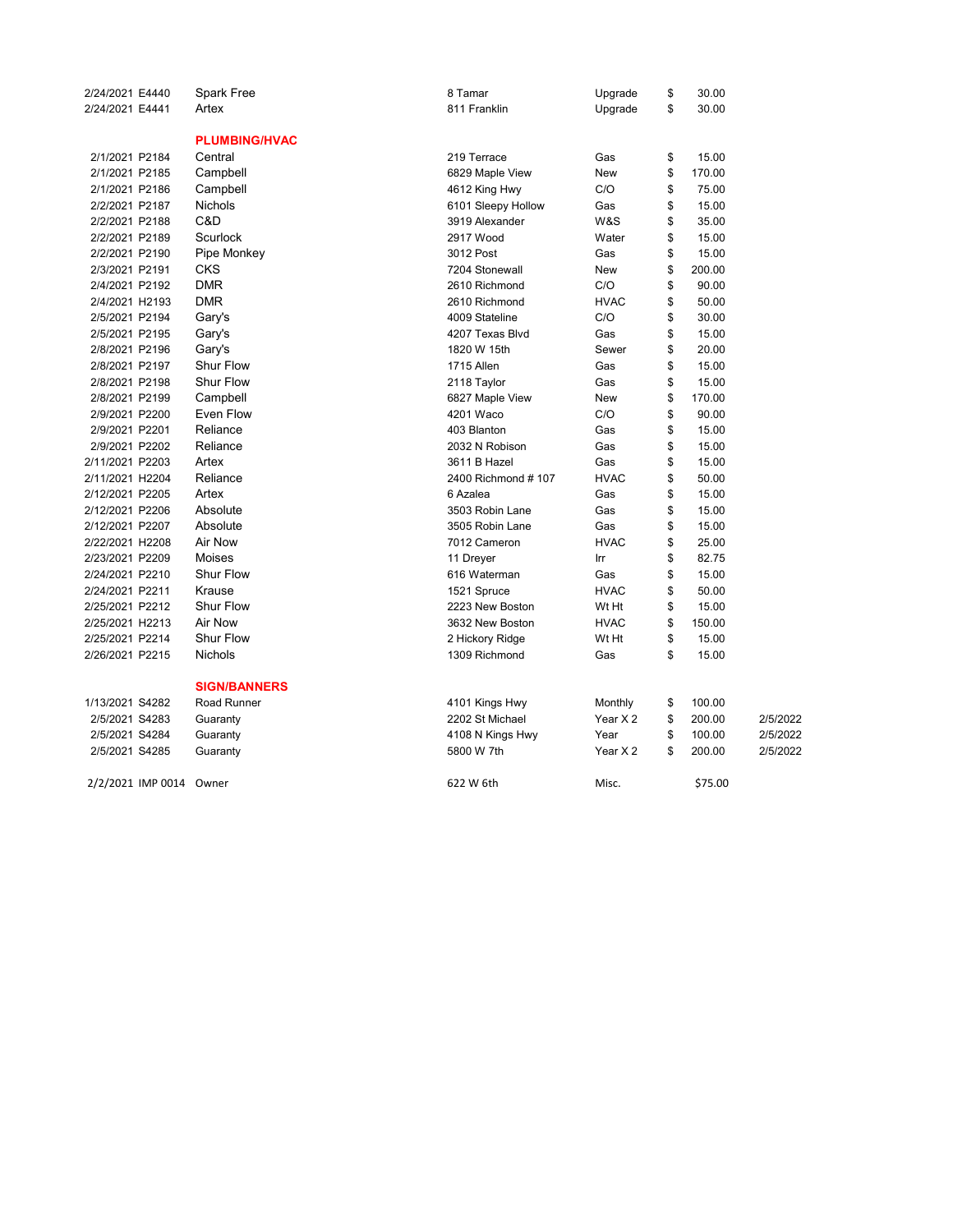| | | | | | | |
|---|---|---|---|---|---|---|
| 2/24/2021 | E4440 | Spark Free | 8 Tamar | Upgrade | $ 30.00 | |
| 2/24/2021 | E4441 | Artex | 811 Franklin | Upgrade | $ 30.00 | |
| | | **PLUMBING/HVAC** | | | | |
| 2/1/2021 | P2184 | Central | 219 Terrace | Gas | $ 15.00 | |
| 2/1/2021 | P2185 | Campbell | 6829 Maple View | New | $ 170.00 | |
| 2/1/2021 | P2186 | Campbell | 4612 King Hwy | C/O | $ 75.00 | |
| 2/2/2021 | P2187 | Nichols | 6101 Sleepy Hollow | Gas | $ 15.00 | |
| 2/2/2021 | P2188 | C&D | 3919 Alexander | W&S | $ 35.00 | |
| 2/2/2021 | P2189 | Scurlock | 2917 Wood | Water | $ 15.00 | |
| 2/2/2021 | P2190 | Pipe Monkey | 3012 Post | Gas | $ 15.00 | |
| 2/3/2021 | P2191 | CKS | 7204 Stonewall | New | $ 200.00 | |
| 2/4/2021 | P2192 | DMR | 2610 Richmond | C/O | $ 90.00 | |
| 2/4/2021 | H2193 | DMR | 2610 Richmond | HVAC | $ 50.00 | |
| 2/5/2021 | P2194 | Gary's | 4009 Stateline | C/O | $ 30.00 | |
| 2/5/2021 | P2195 | Gary's | 4207 Texas Blvd | Gas | $ 15.00 | |
| 2/8/2021 | P2196 | Gary's | 1820 W 15th | Sewer | $ 20.00 | |
| 2/8/2021 | P2197 | Shur Flow | 1715 Allen | Gas | $ 15.00 | |
| 2/8/2021 | P2198 | Shur Flow | 2118 Taylor | Gas | $ 15.00 | |
| 2/8/2021 | P2199 | Campbell | 6827 Maple View | New | $ 170.00 | |
| 2/9/2021 | P2200 | Even Flow | 4201 Waco | C/O | $ 90.00 | |
| 2/9/2021 | P2201 | Reliance | 403 Blanton | Gas | $ 15.00 | |
| 2/9/2021 | P2202 | Reliance | 2032 N Robison | Gas | $ 15.00 | |
| 2/11/2021 | P2203 | Artex | 3611 B Hazel | Gas | $ 15.00 | |
| 2/11/2021 | H2204 | Reliance | 2400 Richmond # 107 | HVAC | $ 50.00 | |
| 2/12/2021 | P2205 | Artex | 6 Azalea | Gas | $ 15.00 | |
| 2/12/2021 | P2206 | Absolute | 3503 Robin Lane | Gas | $ 15.00 | |
| 2/12/2021 | P2207 | Absolute | 3505 Robin Lane | Gas | $ 15.00 | |
| 2/22/2021 | H2208 | Air Now | 7012 Cameron | HVAC | $ 25.00 | |
| 2/23/2021 | P2209 | Moises | 11 Dreyer | Irr | $ 82.75 | |
| 2/24/2021 | P2210 | Shur Flow | 616 Waterman | Gas | $ 15.00 | |
| 2/24/2021 | P2211 | Krause | 1521 Spruce | HVAC | $ 50.00 | |
| 2/25/2021 | P2212 | Shur Flow | 2223 New Boston | Wt Ht | $ 15.00 | |
| 2/25/2021 | H2213 | Air Now | 3632 New Boston | HVAC | $ 150.00 | |
| 2/25/2021 | P2214 | Shur Flow | 2 Hickory Ridge | Wt Ht | $ 15.00 | |
| 2/26/2021 | P2215 | Nichols | 1309 Richmond | Gas | $ 15.00 | |
| | | **SIGN/BANNERS** | | | | |
| 1/13/2021 | S4282 | Road Runner | 4101 Kings Hwy | Monthly | $ 100.00 | |
| 2/5/2021 | S4283 | Guaranty | 2202 St Michael | Year X 2 | $ 200.00 | 2/5/2022 |
| 2/5/2021 | S4284 | Guaranty | 4108 N Kings Hwy | Year | $ 100.00 | 2/5/2022 |
| 2/5/2021 | S4285 | Guaranty | 5800 W 7th | Year X 2 | $ 200.00 | 2/5/2022 |
| 2/2/2021 | IMP 0014 | Owner | 622 W 6th | Misc. | $75.00 | |